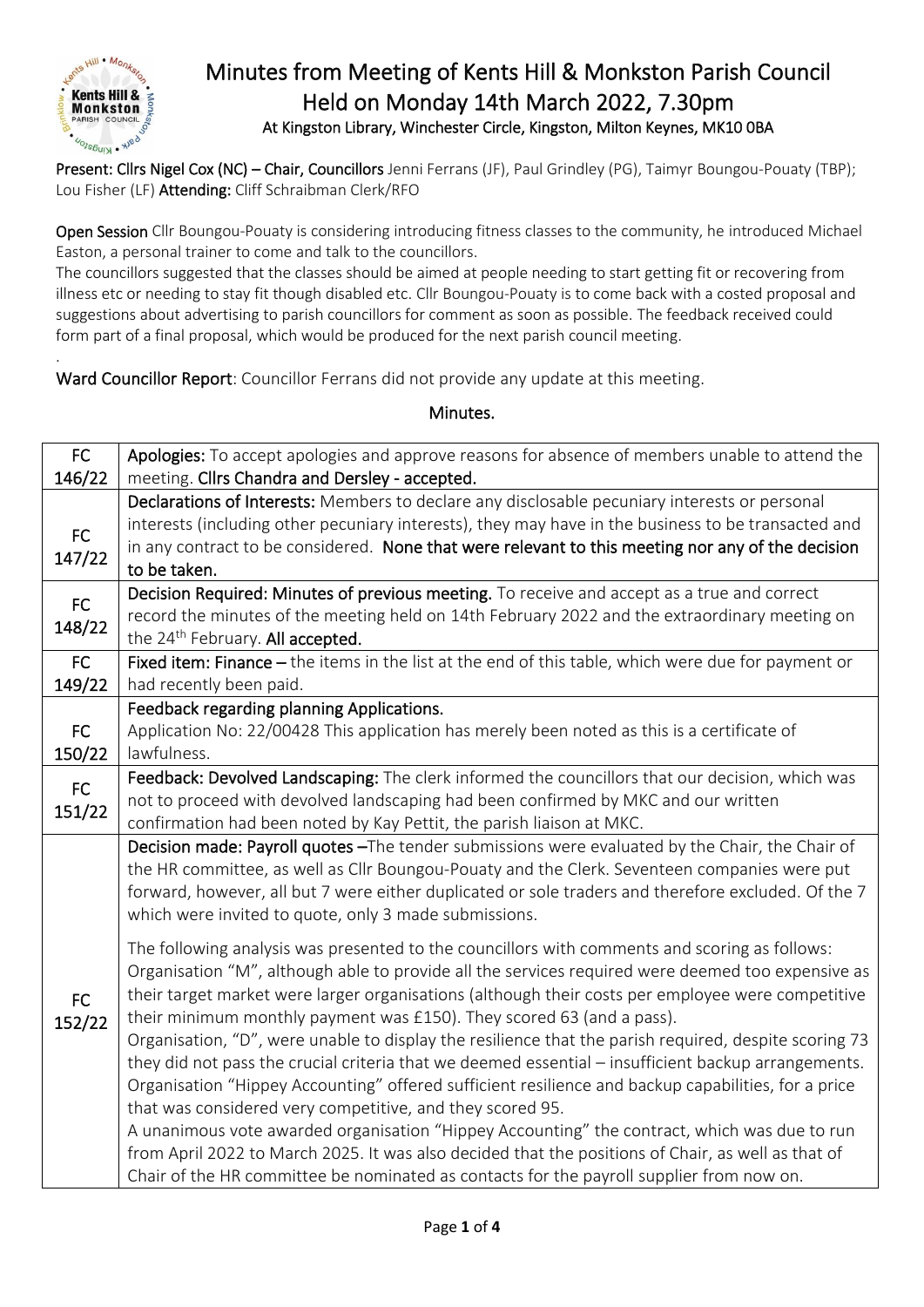# Minutes from Meeting of Kents Hill & Monkston Parish Council
## Held on Monday 14th March 2022, 7.30pm
### At Kingston Library, Winchester Circle, Kingston, Milton Keynes, MK10 0BA

**Present:** Cllrs Nigel Cox (NC) – Chair, Councillors Jenni Ferrans (JF), Paul Grindley (PG), Taimyr Boungou-Pouaty (TBP); Lou Fisher (LF) **Attending:** Cliff Schraibman Clerk/RFO

**Open Session** Cllr Boungou-Pouaty is considering introducing fitness classes to the community, he introduced Michael Easton, a personal trainer to come and talk to the councillors.
The councillors suggested that the classes should be aimed at people needing to start getting fit or recovering from illness etc or needing to stay fit though disabled etc. Cllr Boungou-Pouaty is to come back with a costed proposal and suggestions about advertising to parish councillors for comment as soon as possible. The feedback received could form part of a final proposal, which would be produced for the next parish council meeting.

.

**Ward Councillor Report**: Councillor Ferrans did not provide any update at this meeting.

**Minutes.**

| | |
|---|---|
| FC 146/22 | **Apologies:** To accept apologies and approve reasons for absence of members unable to attend the meeting. **Cllrs Chandra and Dersley - accepted.** |
| FC 147/22 | **Declarations of Interests:** Members to declare any disclosable pecuniary interests or personal interests (including other pecuniary interests), they may have in the business to be transacted and in any contract to be considered. **None that were relevant to this meeting nor any of the decision to be taken.** |
| FC 148/22 | **Decision Required: Minutes of previous meeting.** To receive and accept as a true and correct record the minutes of the meeting held on 14th February 2022 and the extraordinary meeting on the 24th February. **All accepted.** |
| FC 149/22 | **Fixed item: Finance –** the items in the list at the end of this table, which were due for payment or had recently been paid. |
| FC 150/22 | **Feedback regarding planning Applications.** Application No: 22/00428 This application has merely been noted as this is a certificate of lawfulness. |
| FC 151/22 | **Feedback: Devolved Landscaping:** The clerk informed the councillors that our decision, which was not to proceed with devolved landscaping had been confirmed by MKC and our written confirmation had been noted by Kay Pettit, the parish liaison at MKC. |
| FC 152/22 | **Decision made: Payroll quotes –**The tender submissions were evaluated by the Chair, the Chair of the HR committee, as well as Cllr Boungou-Pouaty and the Clerk. Seventeen companies were put forward, however, all but 7 were either duplicated or sole traders and therefore excluded. Of the 7 which were invited to quote, only 3 made submissions.<br><br>The following analysis was presented to the councillors with comments and scoring as follows: Organisation "M", although able to provide all the services required were deemed too expensive as their target market were larger organisations (although their costs per employee were competitive their minimum monthly payment was £150). They scored 63 (and a pass).<br>Organisation, "D", were unable to display the resilience that the parish required, despite scoring 73 they did not pass the crucial criteria that we deemed essential – insufficient backup arrangements.<br>Organisation "Hippey Accounting" offered sufficient resilience and backup capabilities, for a price that was considered very competitive, and they scored 95.<br>A unanimous vote awarded organisation "Hippey Accounting" the contract, which was due to run from April 2022 to March 2025. It was also decided that the positions of Chair, as well as that of Chair of the HR committee be nominated as contacts for the payroll supplier from now on. |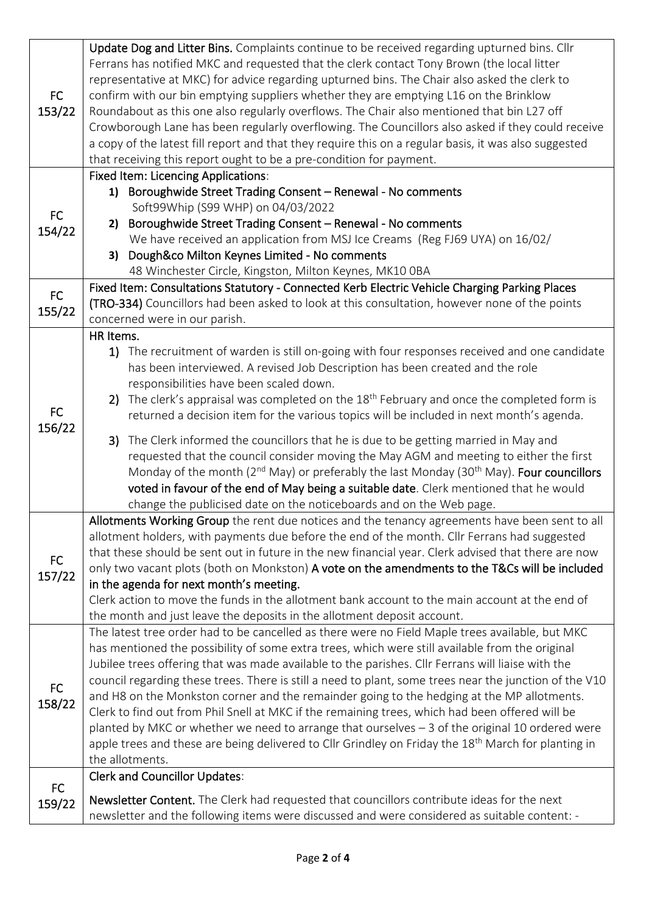| | |
|---|---|
| FC 153/22 | **Update Dog and Litter Bins.** Complaints continue to be received regarding upturned bins. Cllr Ferrans has notified MKC and requested that the clerk contact Tony Brown (the local litter representative at MKC) for advice regarding upturned bins. The Chair also asked the clerk to confirm with our bin emptying suppliers whether they are emptying L16 on the Brinklow Roundabout as this one also regularly overflows. The Chair also mentioned that bin L27 off Crowborough Lane has been regularly overflowing. The Councillors also asked if they could receive a copy of the latest fill report and that they require this on a regular basis, it was also suggested that receiving this report ought to be a pre-condition for payment. |
| FC 154/22 | **Fixed Item: Licencing Applications**:<br>**1) Boroughwide Street Trading Consent – Renewal - No comments**<br>Soft99Whip (S99 WHP) on 04/03/2022<br>**2) Boroughwide Street Trading Consent – Renewal - No comments**<br>We have received an application from MSJ Ice Creams (Reg FJ69 UYA) on 16/02/<br>**3) Dough&co Milton Keynes Limited - No comments**<br>48 Winchester Circle, Kingston, Milton Keynes, MK10 0BA |
| FC 155/22 | **Fixed Item: Consultations Statutory - Connected Kerb Electric Vehicle Charging Parking Places (TRO-334)** Councillors had been asked to look at this consultation, however none of the points concerned were in our parish. |
| FC 156/22 | **HR Items.**<br>1) The recruitment of warden is still on-going with four responses received and one candidate has been interviewed. A revised Job Description has been created and the role responsibilities have been scaled down.<br>2) The clerk's appraisal was completed on the 18th February and once the completed form is returned a decision item for the various topics will be included in next month's agenda.<br>3) The Clerk informed the councillors that he is due to be getting married in May and requested that the council consider moving the May AGM and meeting to either the first Monday of the month (2nd May) or preferably the last Monday (30th May). **Four councillors voted in favour of the end of May being a suitable date**. Clerk mentioned that he would change the publicised date on the noticeboards and on the Web page. |
| FC 157/22 | **Allotments Working Group** the rent due notices and the tenancy agreements have been sent to all allotment holders, with payments due before the end of the month. Cllr Ferrans had suggested that these should be sent out in future in the new financial year. Clerk advised that there are now only two vacant plots (both on Monkston) **A vote on the amendments to the T&Cs will be included in the agenda for next month's meeting.**<br>Clerk action to move the funds in the allotment bank account to the main account at the end of the month and just leave the deposits in the allotment deposit account. |
| FC 158/22 | The latest tree order had to be cancelled as there were no Field Maple trees available, but MKC has mentioned the possibility of some extra trees, which were still available from the original Jubilee trees offering that was made available to the parishes. Cllr Ferrans will liaise with the council regarding these trees. There is still a need to plant, some trees near the junction of the V10 and H8 on the Monkston corner and the remainder going to the hedging at the MP allotments. Clerk to find out from Phil Snell at MKC if the remaining trees, which had been offered will be planted by MKC or whether we need to arrange that ourselves – 3 of the original 10 ordered were apple trees and these are being delivered to Cllr Grindley on Friday the 18th March for planting in the allotments. |
| FC 159/22 | **Clerk and Councillor Updates**:<br>**Newsletter Content.** The Clerk had requested that councillors contribute ideas for the next newsletter and the following items were discussed and were considered as suitable content: - |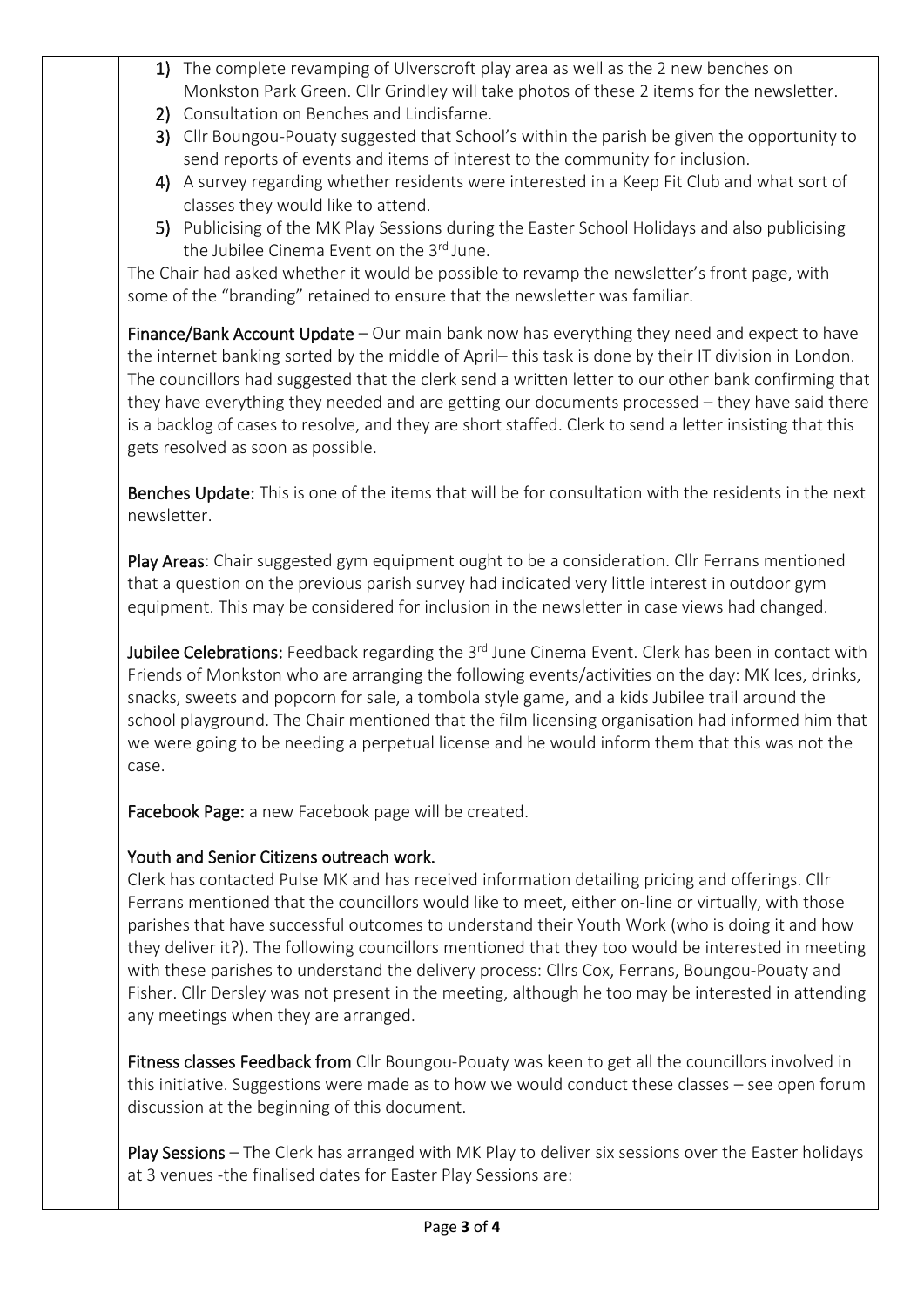1) The complete revamping of Ulverscroft play area as well as the 2 new benches on Monkston Park Green. Cllr Grindley will take photos of these 2 items for the newsletter.
2) Consultation on Benches and Lindisfarne.
3) Cllr Boungou-Pouaty suggested that School's within the parish be given the opportunity to send reports of events and items of interest to the community for inclusion.
4) A survey regarding whether residents were interested in a Keep Fit Club and what sort of classes they would like to attend.
5) Publicising of the MK Play Sessions during the Easter School Holidays and also publicising the Jubilee Cinema Event on the 3rd June.

The Chair had asked whether it would be possible to revamp the newsletter's front page, with some of the "branding" retained to ensure that the newsletter was familiar.

**Finance/Bank Account Update** – Our main bank now has everything they need and expect to have the internet banking sorted by the middle of April– this task is done by their IT division in London. The councillors had suggested that the clerk send a written letter to our other bank confirming that they have everything they needed and are getting our documents processed – they have said there is a backlog of cases to resolve, and they are short staffed. Clerk to send a letter insisting that this gets resolved as soon as possible.

**Benches Update:** This is one of the items that will be for consultation with the residents in the next newsletter.

**Play Areas**: Chair suggested gym equipment ought to be a consideration. Cllr Ferrans mentioned that a question on the previous parish survey had indicated very little interest in outdoor gym equipment. This may be considered for inclusion in the newsletter in case views had changed.

**Jubilee Celebrations:** Feedback regarding the 3rd June Cinema Event. Clerk has been in contact with Friends of Monkston who are arranging the following events/activities on the day: MK Ices, drinks, snacks, sweets and popcorn for sale, a tombola style game, and a kids Jubilee trail around the school playground. The Chair mentioned that the film licensing organisation had informed him that we were going to be needing a perpetual license and he would inform them that this was not the case.

**Facebook Page:** a new Facebook page will be created.

**Youth and Senior Citizens outreach work.**
Clerk has contacted Pulse MK and has received information detailing pricing and offerings. Cllr Ferrans mentioned that the councillors would like to meet, either on-line or virtually, with those parishes that have successful outcomes to understand their Youth Work (who is doing it and how they deliver it?). The following councillors mentioned that they too would be interested in meeting with these parishes to understand the delivery process: Cllrs Cox, Ferrans, Boungou-Pouaty and Fisher. Cllr Dersley was not present in the meeting, although he too may be interested in attending any meetings when they are arranged.

**Fitness classes Feedback from** Cllr Boungou-Pouaty was keen to get all the councillors involved in this initiative. Suggestions were made as to how we would conduct these classes – see open forum discussion at the beginning of this document.

**Play Sessions** – The Clerk has arranged with MK Play to deliver six sessions over the Easter holidays at 3 venues -the finalised dates for Easter Play Sessions are: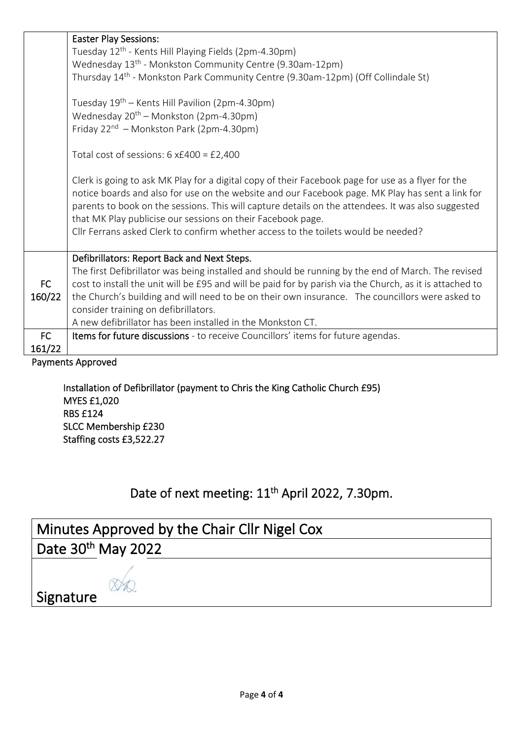| | |
|---|---|
| | **Easter Play Sessions:**<br>Tuesday 12th - Kents Hill Playing Fields (2pm-4.30pm)<br>Wednesday 13th - Monkston Community Centre (9.30am-12pm)<br>Thursday 14th - Monkston Park Community Centre (9.30am-12pm) (Off Collindale St)<br><br>Tuesday 19th – Kents Hill Pavilion (2pm-4.30pm)<br>Wednesday 20th – Monkston (2pm-4.30pm)<br>Friday 22nd – Monkston Park (2pm-4.30pm)<br><br>Total cost of sessions: 6 x£400 = £2,400<br><br>Clerk is going to ask MK Play for a digital copy of their Facebook page for use as a flyer for the notice boards and also for use on the website and our Facebook page. MK Play has sent a link for parents to book on the sessions. This will capture details on the attendees. It was also suggested that MK Play publicise our sessions on their Facebook page.<br>Cllr Ferrans asked Clerk to confirm whether access to the toilets would be needed? |
| FC 160/22 | **Defibrillators: Report Back and Next Steps.**<br>The first Defibrillator was being installed and should be running by the end of March. The revised cost to install the unit will be £95 and will be paid for by parish via the Church, as it is attached to the Church's building and will need to be on their own insurance. The councillors were asked to consider training on defibrillators.<br>A new defibrillator has been installed in the Monkston CT. |
| FC 161/22 | **Items for future discussions** - to receive Councillors' items for future agendas. |

Payments Approved

Installation of Defibrillator (payment to Chris the King Catholic Church £95)
MYES £1,020
RBS £124
SLCC Membership £230
Staffing costs £3,522.27

## Date of next meeting: 11th April 2022, 7.30pm.

| |
|---|
| Minutes Approved by the Chair Cllr Nigel Cox |
| Date 30th May 2022 |
| Signature |